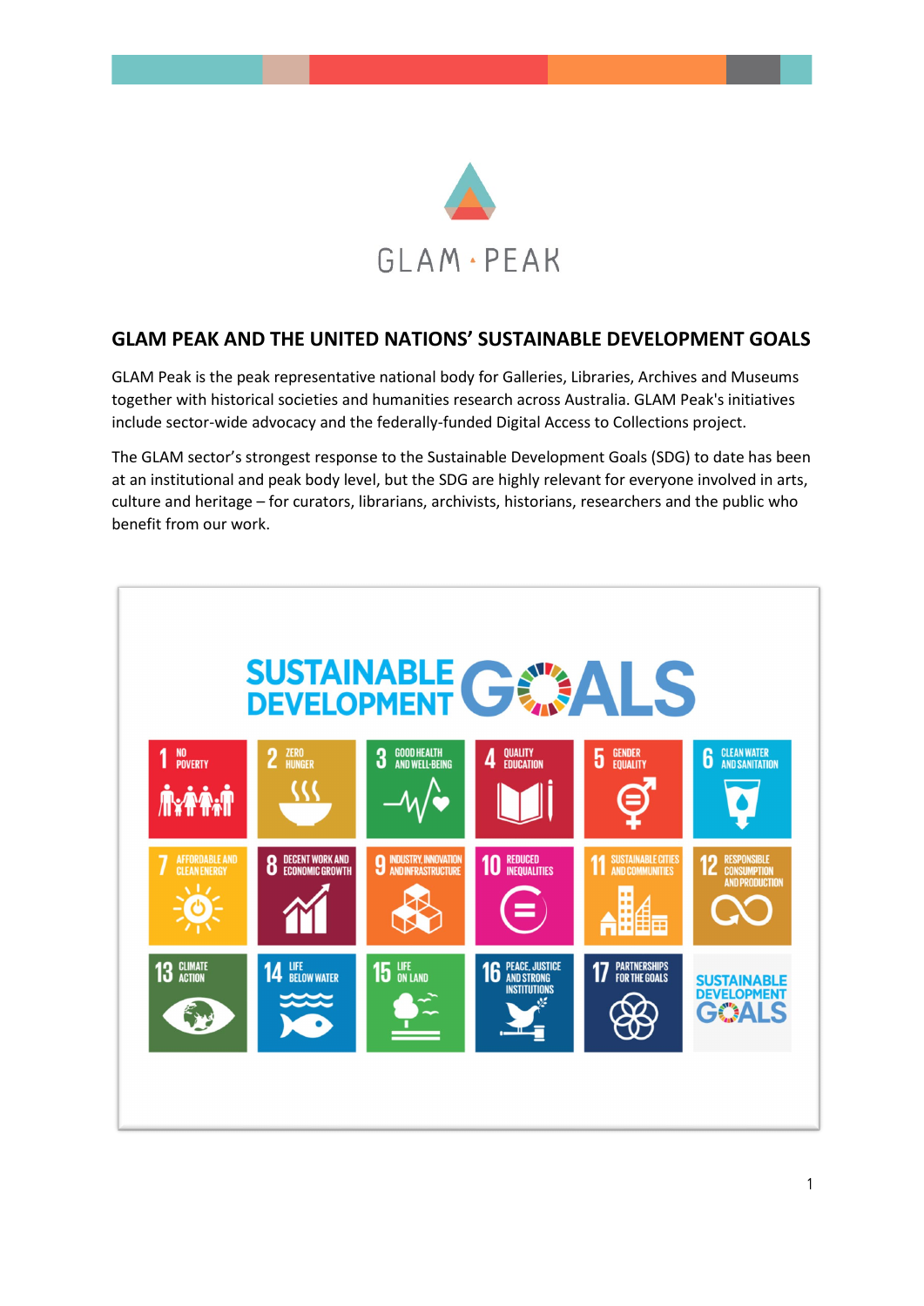# GLAM PEAK AND THE UNITED NATIONS' SUSTAINABLE DEVELOPMENT GOALS

GLAM Peak is the peak representative national body for Galleries, Libraries, Archives and Museums together with historical societies and humanities research across Australia. GLAM Peak's initiatives include sector-wide advocacy and the federally-funded Digital Access to Collections project.

The GLAM sector's strongest response to the Sustainable Development Goals (SDG) to date has been at an institutional and peak body level, but the SDG are highly relevant for everyone involved in arts, culture and heritage – for curators, librarians, archivists, historians, researchers and the public who benefit from our work.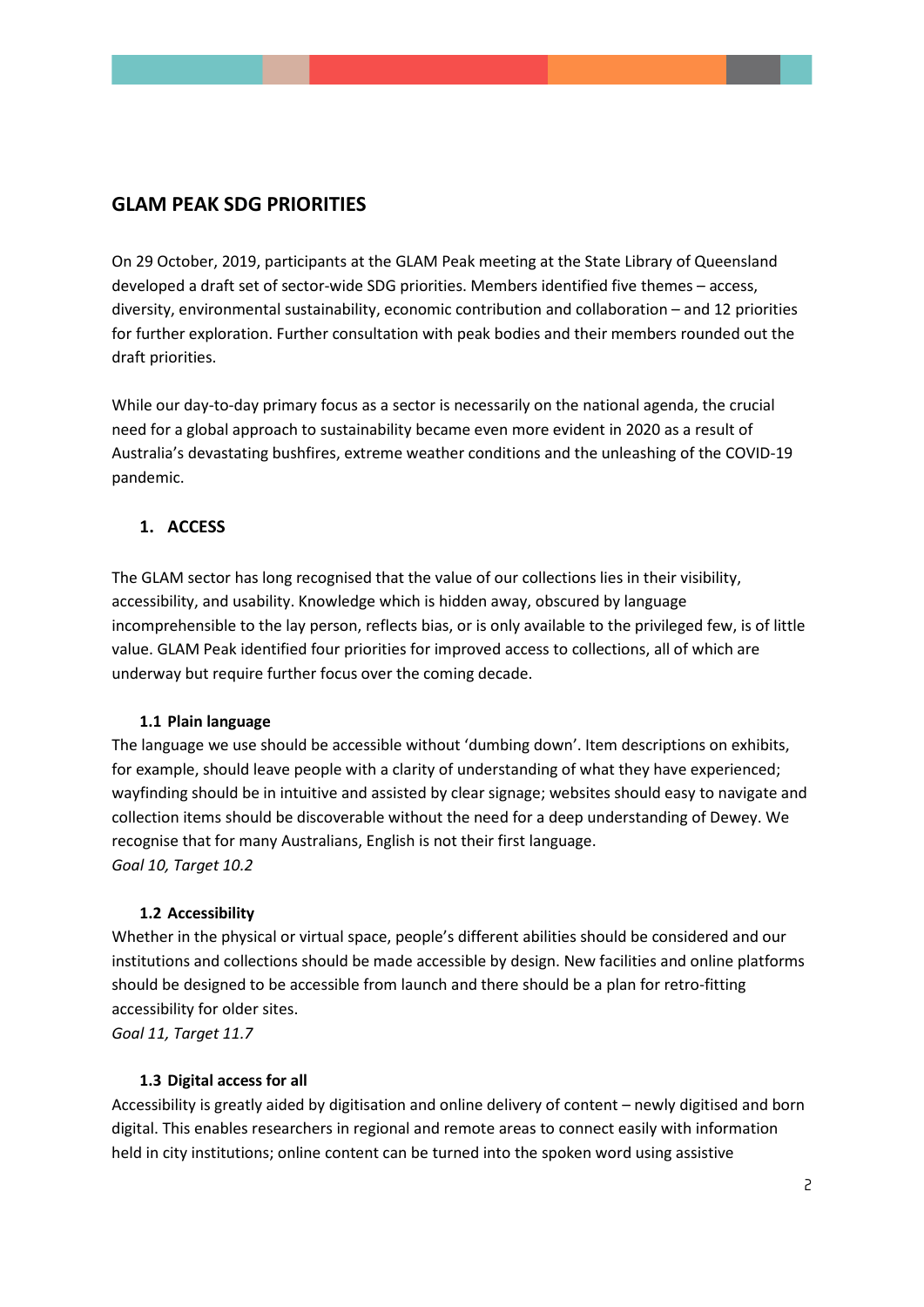## GLAM PEAK SDG PRIORITIES

On 29 October, 2019, participants at the GLAM Peak meeting at the State Library of Queensland developed a draft set of sector-wide SDG priorities. Members identified five themes – access, diversity, environmental sustainability, economic contribution and collaboration – and 12 priorities for further exploration. Further consultation with peak bodies and their members rounded out the draft priorities.

While our day-to-day primary focus as a sector is necessarily on the national agenda, the crucial need for a global approach to sustainability became even more evident in 2020 as a result of Australia's devastating bushfires, extreme weather conditions and the unleashing of the COVID-19 pandemic.

### 1. ACCESS

The GLAM sector has long recognised that the value of our collections lies in their visibility, accessibility, and usability. Knowledge which is hidden away, obscured by language incomprehensible to the lay person, reflects bias, or is only available to the privileged few, is of little value. GLAM Peak identified four priorities for improved access to collections, all of which are underway but require further focus over the coming decade.

#### 1.1 Plain language

The language we use should be accessible without 'dumbing down'. Item descriptions on exhibits, for example, should leave people with a clarity of understanding of what they have experienced; wayfinding should be in intuitive and assisted by clear signage; websites should easy to navigate and collection items should be discoverable without the need for a deep understanding of Dewey. We recognise that for many Australians, English is not their first language.
*Goal 10, Target 10.2*

#### 1.2 Accessibility

Whether in the physical or virtual space, people's different abilities should be considered and our institutions and collections should be made accessible by design. New facilities and online platforms should be designed to be accessible from launch and there should be a plan for retro-fitting accessibility for older sites.
*Goal 11, Target 11.7*

#### 1.3 Digital access for all

Accessibility is greatly aided by digitisation and online delivery of content – newly digitised and born digital. This enables researchers in regional and remote areas to connect easily with information held in city institutions; online content can be turned into the spoken word using assistive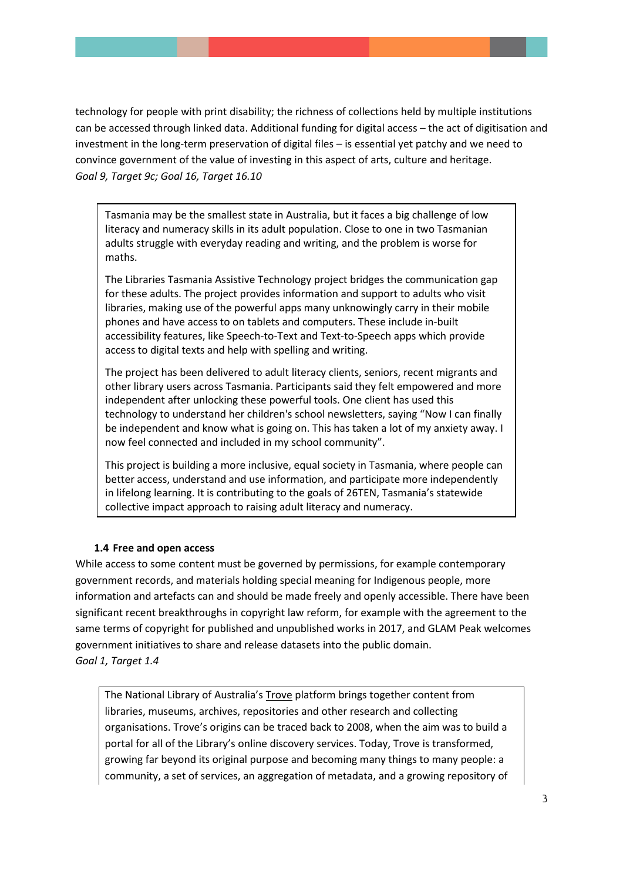technology for people with print disability; the richness of collections held by multiple institutions can be accessed through linked data. Additional funding for digital access – the act of digitisation and investment in the long-term preservation of digital files – is essential yet patchy and we need to convince government of the value of investing in this aspect of arts, culture and heritage.
*Goal 9, Target 9c; Goal 16, Target 16.10*

> Tasmania may be the smallest state in Australia, but it faces a big challenge of low literacy and numeracy skills in its adult population. Close to one in two Tasmanian adults struggle with everyday reading and writing, and the problem is worse for maths.
>
> The Libraries Tasmania Assistive Technology project bridges the communication gap for these adults. The project provides information and support to adults who visit libraries, making use of the powerful apps many unknowingly carry in their mobile phones and have access to on tablets and computers. These include in-built accessibility features, like Speech-to-Text and Text-to-Speech apps which provide access to digital texts and help with spelling and writing.
>
> The project has been delivered to adult literacy clients, seniors, recent migrants and other library users across Tasmania. Participants said they felt empowered and more independent after unlocking these powerful tools. One client has used this technology to understand her children's school newsletters, saying "Now I can finally be independent and know what is going on. This has taken a lot of my anxiety away. I now feel connected and included in my school community".
>
> This project is building a more inclusive, equal society in Tasmania, where people can better access, understand and use information, and participate more independently in lifelong learning. It is contributing to the goals of 26TEN, Tasmania's statewide collective impact approach to raising adult literacy and numeracy.

### 1.4 Free and open access

While access to some content must be governed by permissions, for example contemporary government records, and materials holding special meaning for Indigenous people, more information and artefacts can and should be made freely and openly accessible. There have been significant recent breakthroughs in copyright law reform, for example with the agreement to the same terms of copyright for published and unpublished works in 2017, and GLAM Peak welcomes government initiatives to share and release datasets into the public domain.
*Goal 1, Target 1.4*

> The National Library of Australia's Trove platform brings together content from libraries, museums, archives, repositories and other research and collecting organisations. Trove's origins can be traced back to 2008, when the aim was to build a portal for all of the Library's online discovery services. Today, Trove is transformed, growing far beyond its original purpose and becoming many things to many people: a community, a set of services, an aggregation of metadata, and a growing repository of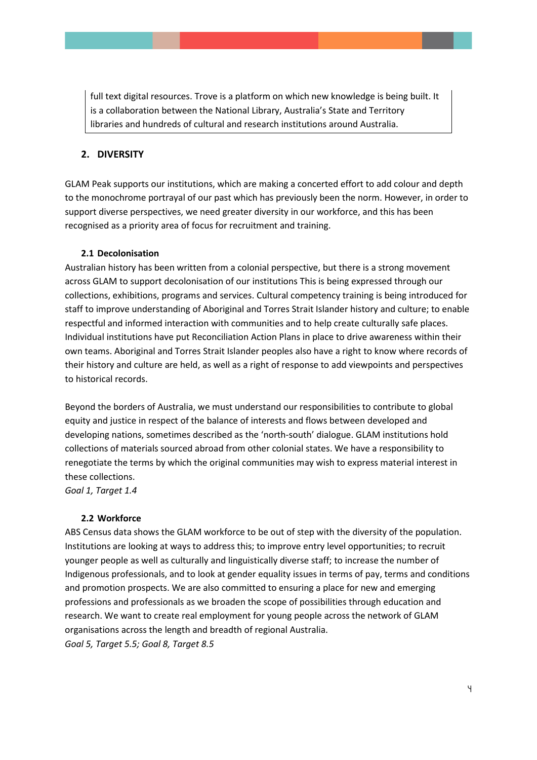full text digital resources. Trove is a platform on which new knowledge is being built. It is a collaboration between the National Library, Australia's State and Territory libraries and hundreds of cultural and research institutions around Australia.

## 2. DIVERSITY

GLAM Peak supports our institutions, which are making a concerted effort to add colour and depth to the monochrome portrayal of our past which has previously been the norm. However, in order to support diverse perspectives, we need greater diversity in our workforce, and this has been recognised as a priority area of focus for recruitment and training.

### 2.1 Decolonisation

Australian history has been written from a colonial perspective, but there is a strong movement across GLAM to support decolonisation of our institutions This is being expressed through our collections, exhibitions, programs and services. Cultural competency training is being introduced for staff to improve understanding of Aboriginal and Torres Strait Islander history and culture; to enable respectful and informed interaction with communities and to help create culturally safe places. Individual institutions have put Reconciliation Action Plans in place to drive awareness within their own teams. Aboriginal and Torres Strait Islander peoples also have a right to know where records of their history and culture are held, as well as a right of response to add viewpoints and perspectives to historical records.

Beyond the borders of Australia, we must understand our responsibilities to contribute to global equity and justice in respect of the balance of interests and flows between developed and developing nations, sometimes described as the 'north-south' dialogue. GLAM institutions hold collections of materials sourced abroad from other colonial states. We have a responsibility to renegotiate the terms by which the original communities may wish to express material interest in these collections.
*Goal 1, Target 1.4*

### 2.2 Workforce

ABS Census data shows the GLAM workforce to be out of step with the diversity of the population. Institutions are looking at ways to address this; to improve entry level opportunities; to recruit younger people as well as culturally and linguistically diverse staff; to increase the number of Indigenous professionals, and to look at gender equality issues in terms of pay, terms and conditions and promotion prospects. We are also committed to ensuring a place for new and emerging professions and professionals as we broaden the scope of possibilities through education and research. We want to create real employment for young people across the network of GLAM organisations across the length and breadth of regional Australia.
*Goal 5, Target 5.5; Goal 8, Target 8.5*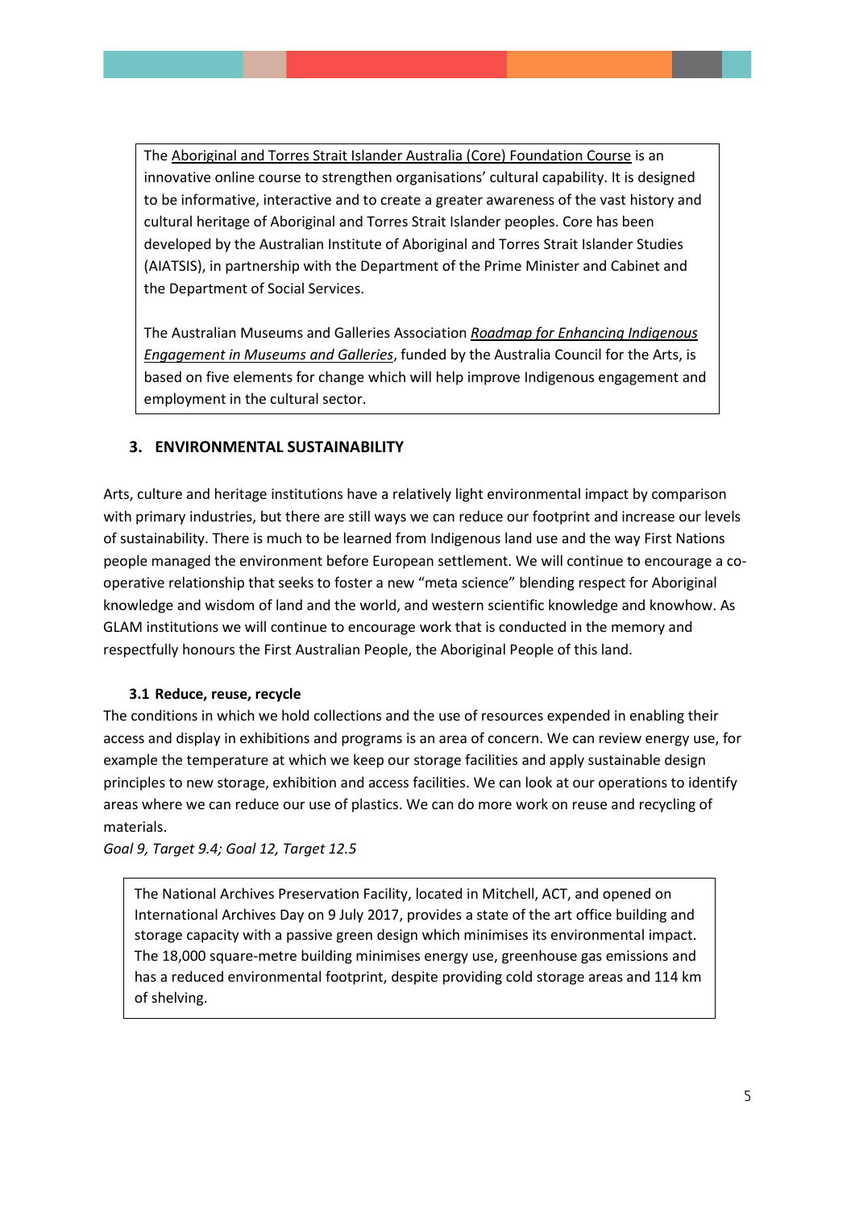> The Aboriginal and Torres Strait Islander Australia (Core) Foundation Course is an innovative online course to strengthen organisations' cultural capability. It is designed to be informative, interactive and to create a greater awareness of the vast history and cultural heritage of Aboriginal and Torres Strait Islander peoples. Core has been developed by the Australian Institute of Aboriginal and Torres Strait Islander Studies (AIATSIS), in partnership with the Department of the Prime Minister and Cabinet and the Department of Social Services.
>
> The Australian Museums and Galleries Association *Roadmap for Enhancing Indigenous Engagement in Museums and Galleries*, funded by the Australia Council for the Arts, is based on five elements for change which will help improve Indigenous engagement and employment in the cultural sector.

## 3. ENVIRONMENTAL SUSTAINABILITY

Arts, culture and heritage institutions have a relatively light environmental impact by comparison with primary industries, but there are still ways we can reduce our footprint and increase our levels of sustainability. There is much to be learned from Indigenous land use and the way First Nations people managed the environment before European settlement. We will continue to encourage a co-operative relationship that seeks to foster a new "meta science" blending respect for Aboriginal knowledge and wisdom of land and the world, and western scientific knowledge and knowhow. As GLAM institutions we will continue to encourage work that is conducted in the memory and respectfully honours the First Australian People, the Aboriginal People of this land.

### 3.1 Reduce, reuse, recycle

The conditions in which we hold collections and the use of resources expended in enabling their access and display in exhibitions and programs is an area of concern. We can review energy use, for example the temperature at which we keep our storage facilities and apply sustainable design principles to new storage, exhibition and access facilities. We can look at our operations to identify areas where we can reduce our use of plastics. We can do more work on reuse and recycling of materials.

*Goal 9, Target 9.4; Goal 12, Target 12.5*

> The National Archives Preservation Facility, located in Mitchell, ACT, and opened on International Archives Day on 9 July 2017, provides a state of the art office building and storage capacity with a passive green design which minimises its environmental impact. The 18,000 square-metre building minimises energy use, greenhouse gas emissions and has a reduced environmental footprint, despite providing cold storage areas and 114 km of shelving.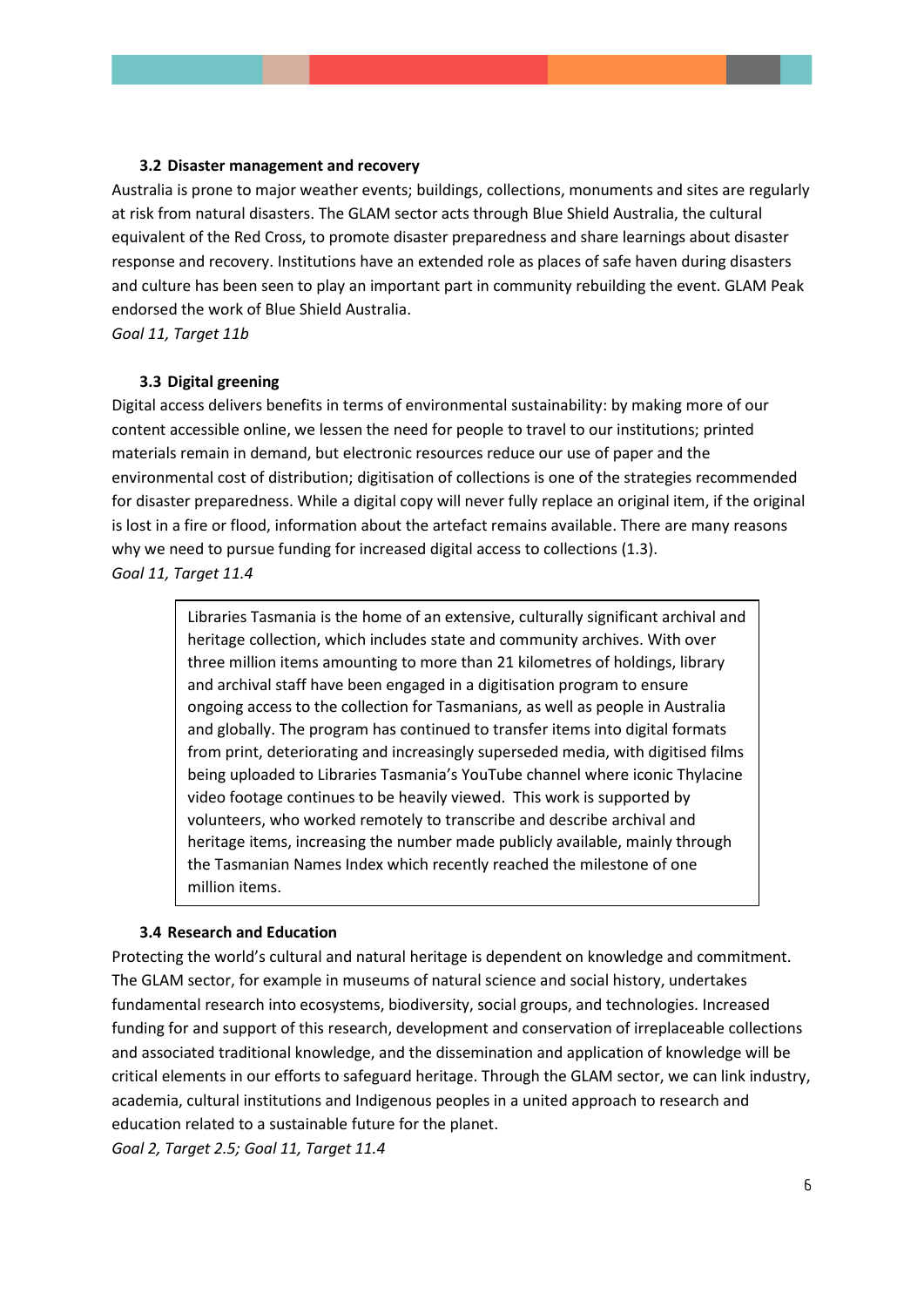### 3.2 Disaster management and recovery

Australia is prone to major weather events; buildings, collections, monuments and sites are regularly at risk from natural disasters. The GLAM sector acts through Blue Shield Australia, the cultural equivalent of the Red Cross, to promote disaster preparedness and share learnings about disaster response and recovery. Institutions have an extended role as places of safe haven during disasters and culture has been seen to play an important part in community rebuilding the event. GLAM Peak endorsed the work of Blue Shield Australia.

*Goal 11, Target 11b*

### 3.3 Digital greening

Digital access delivers benefits in terms of environmental sustainability: by making more of our content accessible online, we lessen the need for people to travel to our institutions; printed materials remain in demand, but electronic resources reduce our use of paper and the environmental cost of distribution; digitisation of collections is one of the strategies recommended for disaster preparedness. While a digital copy will never fully replace an original item, if the original is lost in a fire or flood, information about the artefact remains available. There are many reasons why we need to pursue funding for increased digital access to collections (1.3).

*Goal 11, Target 11.4*

> Libraries Tasmania is the home of an extensive, culturally significant archival and heritage collection, which includes state and community archives. With over three million items amounting to more than 21 kilometres of holdings, library and archival staff have been engaged in a digitisation program to ensure ongoing access to the collection for Tasmanians, as well as people in Australia and globally. The program has continued to transfer items into digital formats from print, deteriorating and increasingly superseded media, with digitised films being uploaded to Libraries Tasmania's YouTube channel where iconic Thylacine video footage continues to be heavily viewed. This work is supported by volunteers, who worked remotely to transcribe and describe archival and heritage items, increasing the number made publicly available, mainly through the Tasmanian Names Index which recently reached the milestone of one million items.

### 3.4 Research and Education

Protecting the world's cultural and natural heritage is dependent on knowledge and commitment. The GLAM sector, for example in museums of natural science and social history, undertakes fundamental research into ecosystems, biodiversity, social groups, and technologies. Increased funding for and support of this research, development and conservation of irreplaceable collections and associated traditional knowledge, and the dissemination and application of knowledge will be critical elements in our efforts to safeguard heritage. Through the GLAM sector, we can link industry, academia, cultural institutions and Indigenous peoples in a united approach to research and education related to a sustainable future for the planet.

*Goal 2, Target 2.5; Goal 11, Target 11.4*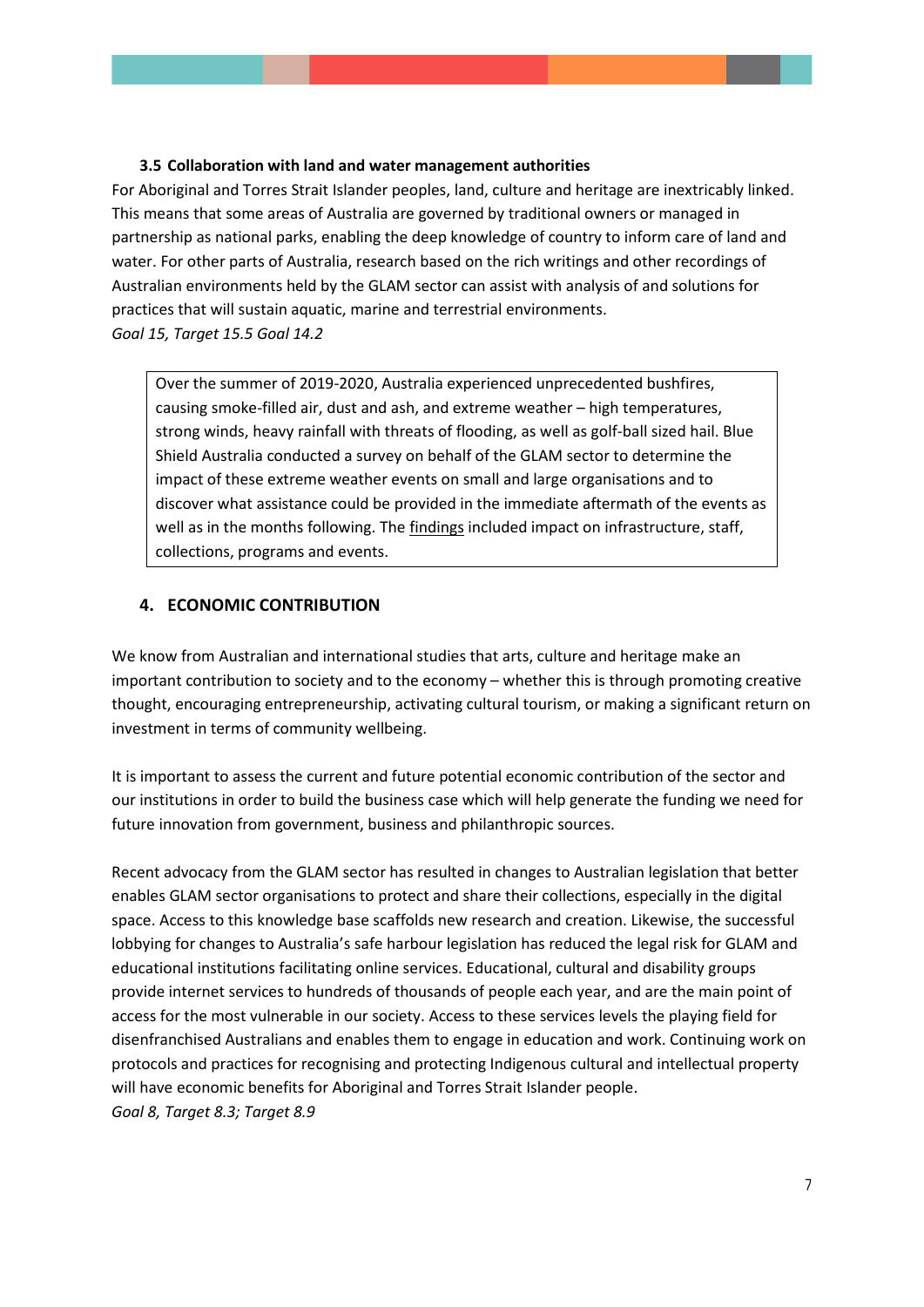### 3.5 Collaboration with land and water management authorities

For Aboriginal and Torres Strait Islander peoples, land, culture and heritage are inextricably linked. This means that some areas of Australia are governed by traditional owners or managed in partnership as national parks, enabling the deep knowledge of country to inform care of land and water. For other parts of Australia, research based on the rich writings and other recordings of Australian environments held by the GLAM sector can assist with analysis of and solutions for practices that will sustain aquatic, marine and terrestrial environments.

*Goal 15, Target 15.5 Goal 14.2*

> Over the summer of 2019-2020, Australia experienced unprecedented bushfires, causing smoke-filled air, dust and ash, and extreme weather – high temperatures, strong winds, heavy rainfall with threats of flooding, as well as golf-ball sized hail. Blue Shield Australia conducted a survey on behalf of the GLAM sector to determine the impact of these extreme weather events on small and large organisations and to discover what assistance could be provided in the immediate aftermath of the events as well as in the months following. The findings included impact on infrastructure, staff, collections, programs and events.

## 4. ECONOMIC CONTRIBUTION

We know from Australian and international studies that arts, culture and heritage make an important contribution to society and to the economy – whether this is through promoting creative thought, encouraging entrepreneurship, activating cultural tourism, or making a significant return on investment in terms of community wellbeing.

It is important to assess the current and future potential economic contribution of the sector and our institutions in order to build the business case which will help generate the funding we need for future innovation from government, business and philanthropic sources.

Recent advocacy from the GLAM sector has resulted in changes to Australian legislation that better enables GLAM sector organisations to protect and share their collections, especially in the digital space. Access to this knowledge base scaffolds new research and creation. Likewise, the successful lobbying for changes to Australia's safe harbour legislation has reduced the legal risk for GLAM and educational institutions facilitating online services. Educational, cultural and disability groups provide internet services to hundreds of thousands of people each year, and are the main point of access for the most vulnerable in our society. Access to these services levels the playing field for disenfranchised Australians and enables them to engage in education and work. Continuing work on protocols and practices for recognising and protecting Indigenous cultural and intellectual property will have economic benefits for Aboriginal and Torres Strait Islander people.

*Goal 8, Target 8.3; Target 8.9*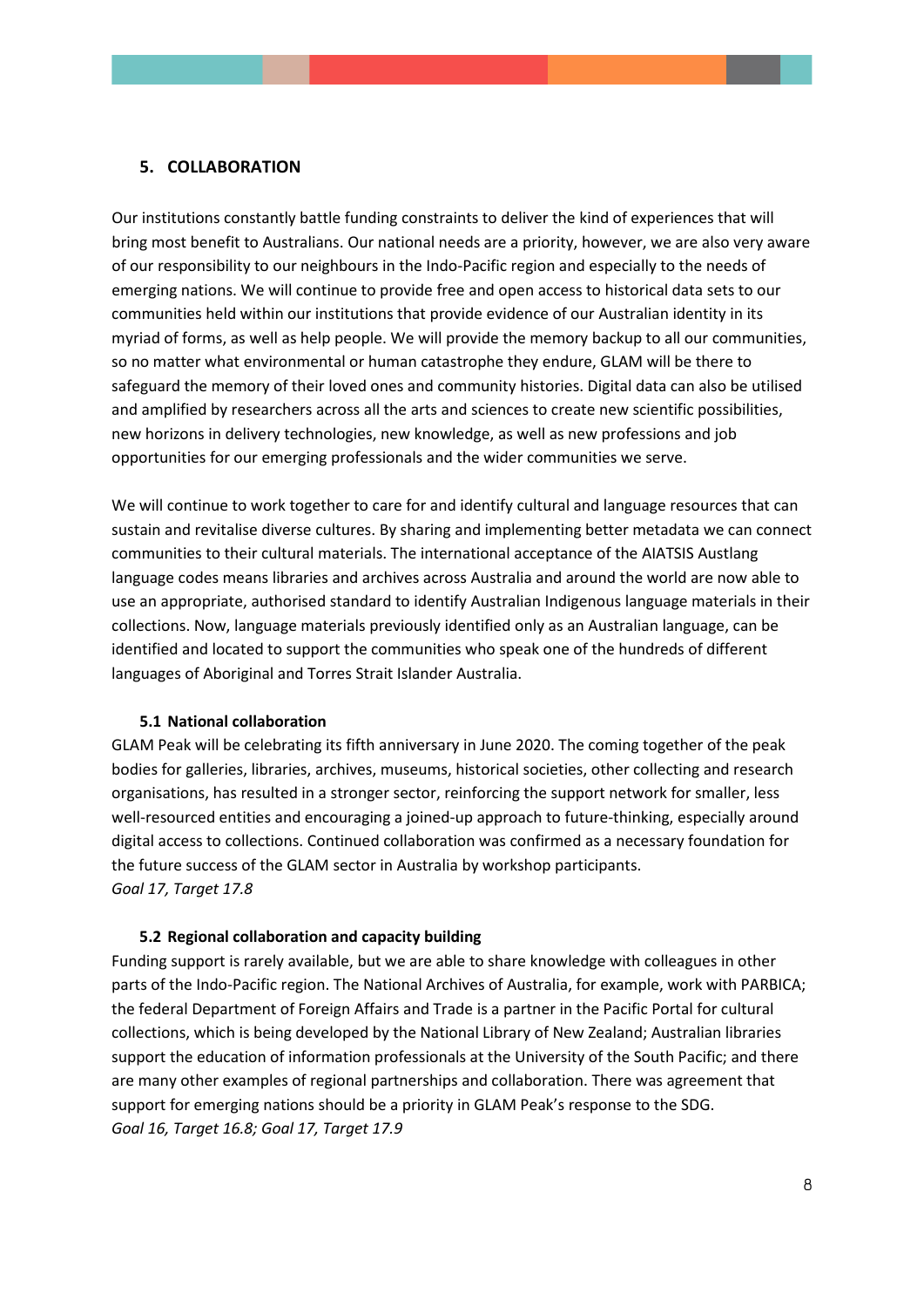## 5. COLLABORATION

Our institutions constantly battle funding constraints to deliver the kind of experiences that will bring most benefit to Australians. Our national needs are a priority, however, we are also very aware of our responsibility to our neighbours in the Indo-Pacific region and especially to the needs of emerging nations. We will continue to provide free and open access to historical data sets to our communities held within our institutions that provide evidence of our Australian identity in its myriad of forms, as well as help people. We will provide the memory backup to all our communities, so no matter what environmental or human catastrophe they endure, GLAM will be there to safeguard the memory of their loved ones and community histories. Digital data can also be utilised and amplified by researchers across all the arts and sciences to create new scientific possibilities, new horizons in delivery technologies, new knowledge, as well as new professions and job opportunities for our emerging professionals and the wider communities we serve.

We will continue to work together to care for and identify cultural and language resources that can sustain and revitalise diverse cultures. By sharing and implementing better metadata we can connect communities to their cultural materials. The international acceptance of the AIATSIS Austlang language codes means libraries and archives across Australia and around the world are now able to use an appropriate, authorised standard to identify Australian Indigenous language materials in their collections. Now, language materials previously identified only as an Australian language, can be identified and located to support the communities who speak one of the hundreds of different languages of Aboriginal and Torres Strait Islander Australia.

### 5.1 National collaboration

GLAM Peak will be celebrating its fifth anniversary in June 2020. The coming together of the peak bodies for galleries, libraries, archives, museums, historical societies, other collecting and research organisations, has resulted in a stronger sector, reinforcing the support network for smaller, less well-resourced entities and encouraging a joined-up approach to future-thinking, especially around digital access to collections. Continued collaboration was confirmed as a necessary foundation for the future success of the GLAM sector in Australia by workshop participants.
*Goal 17, Target 17.8*

### 5.2 Regional collaboration and capacity building

Funding support is rarely available, but we are able to share knowledge with colleagues in other parts of the Indo-Pacific region. The National Archives of Australia, for example, work with PARBICA; the federal Department of Foreign Affairs and Trade is a partner in the Pacific Portal for cultural collections, which is being developed by the National Library of New Zealand; Australian libraries support the education of information professionals at the University of the South Pacific; and there are many other examples of regional partnerships and collaboration. There was agreement that support for emerging nations should be a priority in GLAM Peak's response to the SDG.
*Goal 16, Target 16.8; Goal 17, Target 17.9*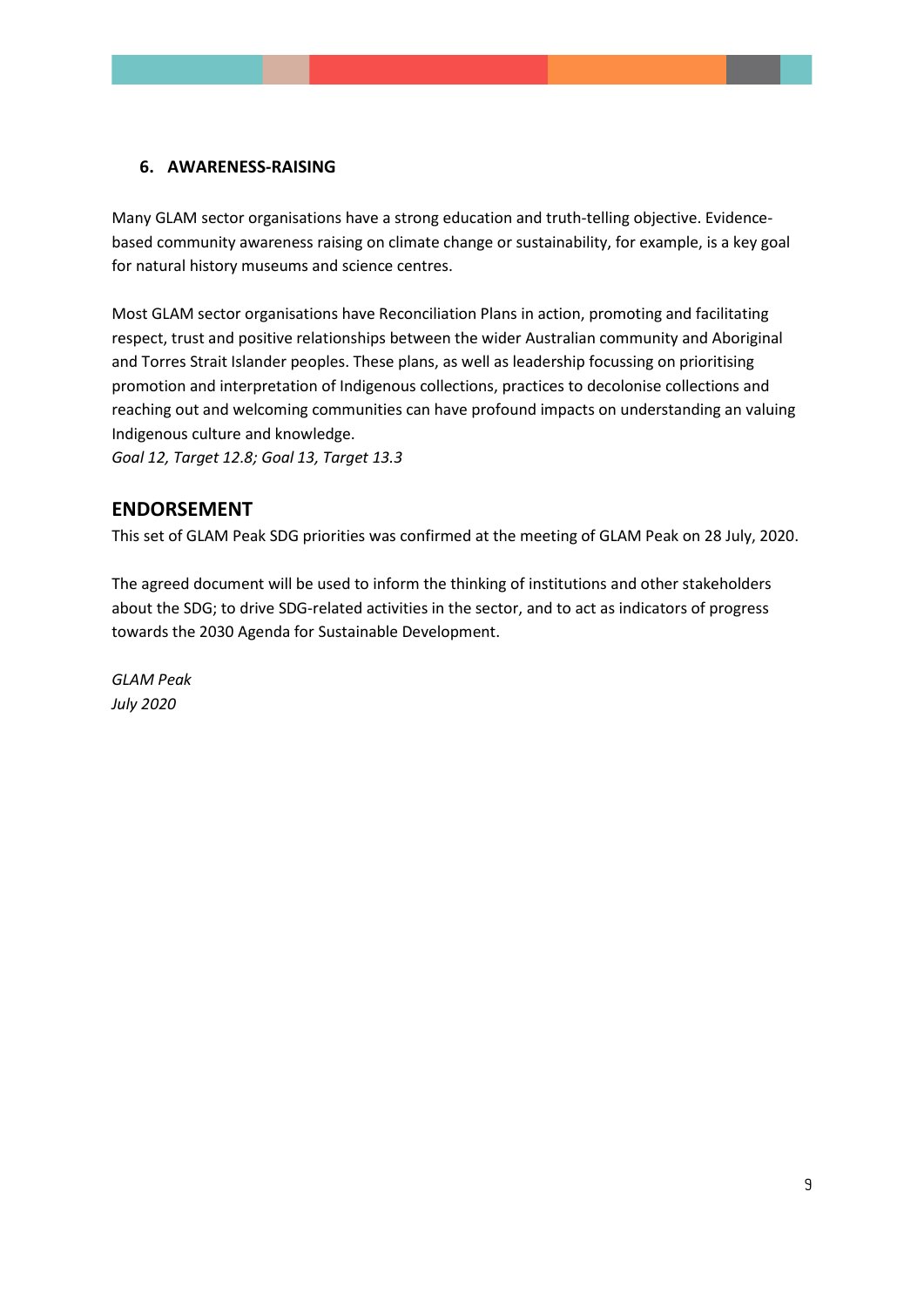### 6. AWARENESS-RAISING

Many GLAM sector organisations have a strong education and truth-telling objective. Evidence-based community awareness raising on climate change or sustainability, for example, is a key goal for natural history museums and science centres.

Most GLAM sector organisations have Reconciliation Plans in action, promoting and facilitating respect, trust and positive relationships between the wider Australian community and Aboriginal and Torres Strait Islander peoples. These plans, as well as leadership focussing on prioritising promotion and interpretation of Indigenous collections, practices to decolonise collections and reaching out and welcoming communities can have profound impacts on understanding an valuing Indigenous culture and knowledge.
*Goal 12, Target 12.8; Goal 13, Target 13.3*

## ENDORSEMENT

This set of GLAM Peak SDG priorities was confirmed at the meeting of GLAM Peak on 28 July, 2020.

The agreed document will be used to inform the thinking of institutions and other stakeholders about the SDG; to drive SDG-related activities in the sector, and to act as indicators of progress towards the 2030 Agenda for Sustainable Development.

*GLAM Peak*
*July 2020*